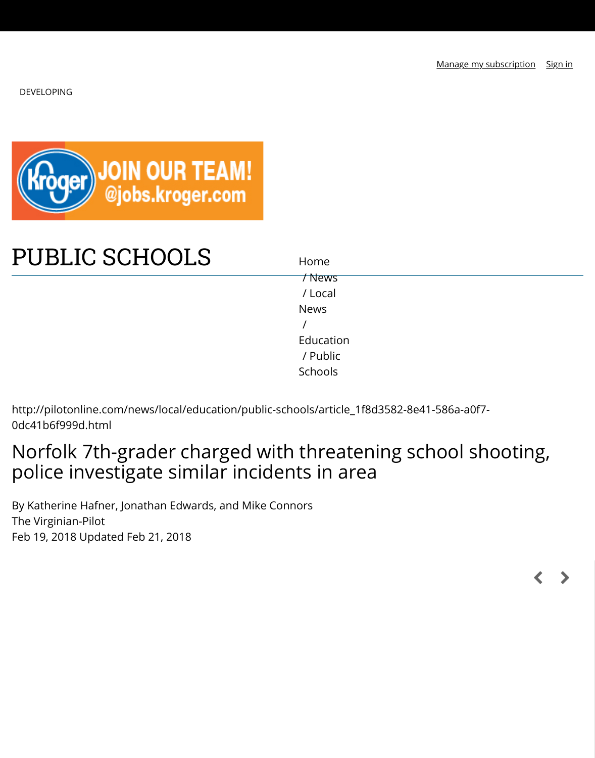Manage my subscription   Sign in

DEVELOPING

PUBLIC SCHOOLS

Home / News / Local News / Education / Public Schools

http://pilotonline.com/news/local/education/public-schools/article_1f8d3582-8e41-586a-a0f7-0dc41b6f999d.html

# Norfolk 7th-grader charged with threatening school shooting, police investigate similar incidents in area

By Katherine Hafner, Jonathan Edwards, and Mike Connors
The Virginian-Pilot
Feb 19, 2018 Updated Feb 21, 2018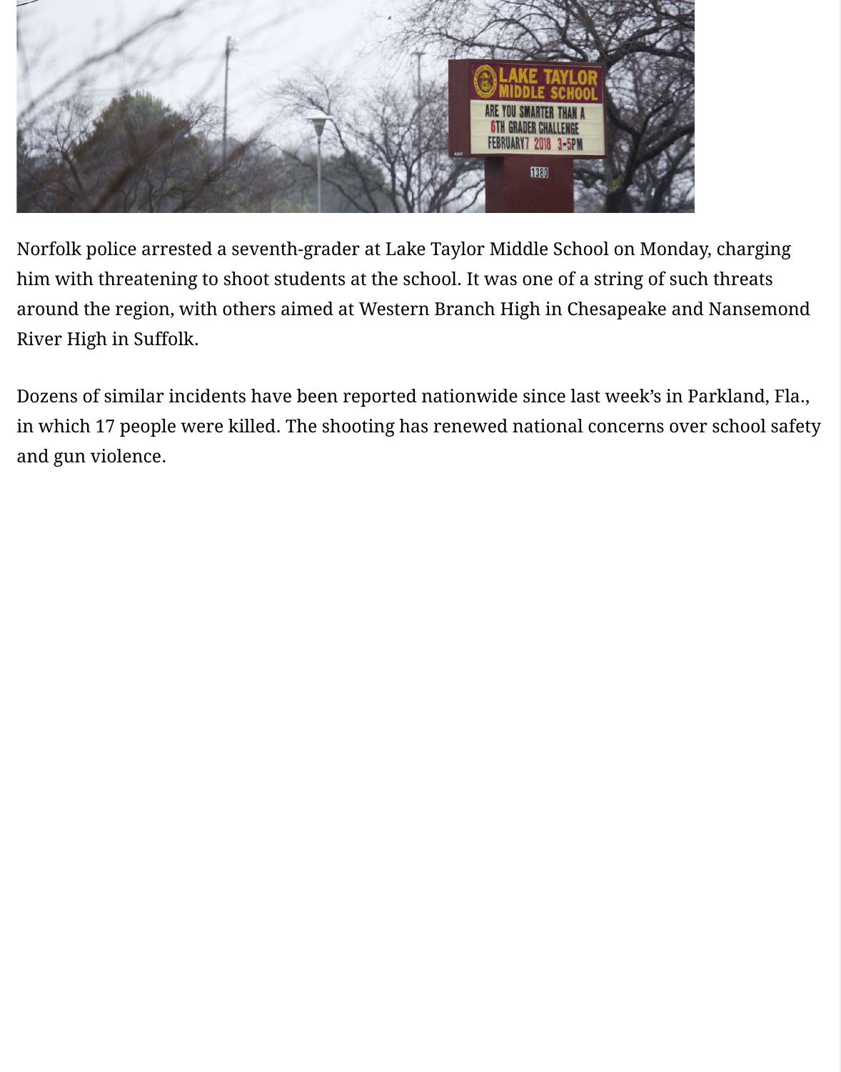Norfolk police arrested a seventh-grader at Lake Taylor Middle School on Monday, charging him with threatening to shoot students at the school. It was one of a string of such threats around the region, with others aimed at Western Branch High in Chesapeake and Nansemond River High in Suffolk.

Dozens of similar incidents have been reported nationwide since last week's in Parkland, Fla., in which 17 people were killed. The shooting has renewed national concerns over school safety and gun violence.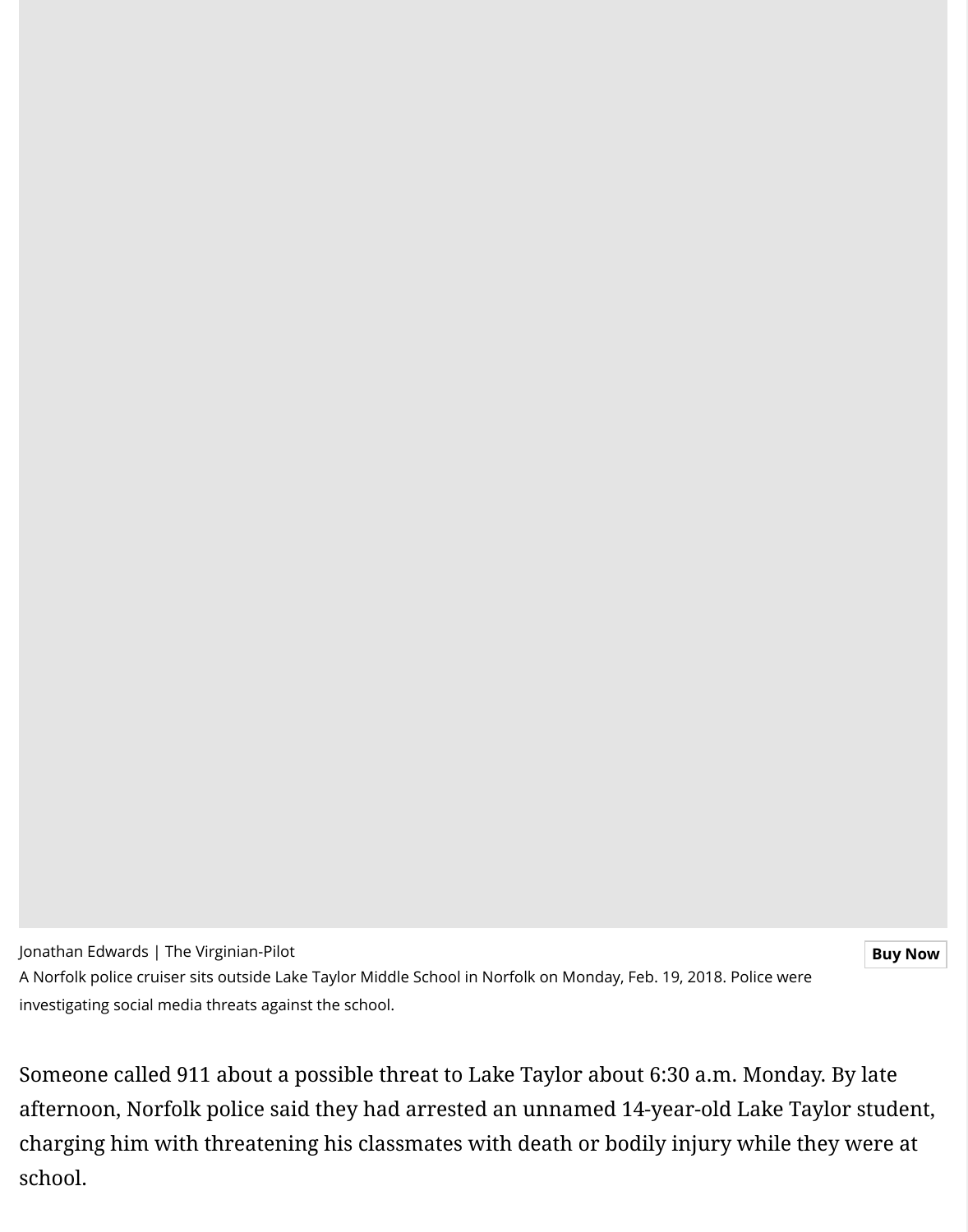Jonathan Edwards | The Virginian-Pilot

A Norfolk police cruiser sits outside Lake Taylor Middle School in Norfolk on Monday, Feb. 19, 2018. Police were investigating social media threats against the school.

Someone called 911 about a possible threat to Lake Taylor about 6:30 a.m. Monday. By late afternoon, Norfolk police said they had arrested an unnamed 14-year-old Lake Taylor student, charging him with threatening his classmates with death or bodily injury while they were at school.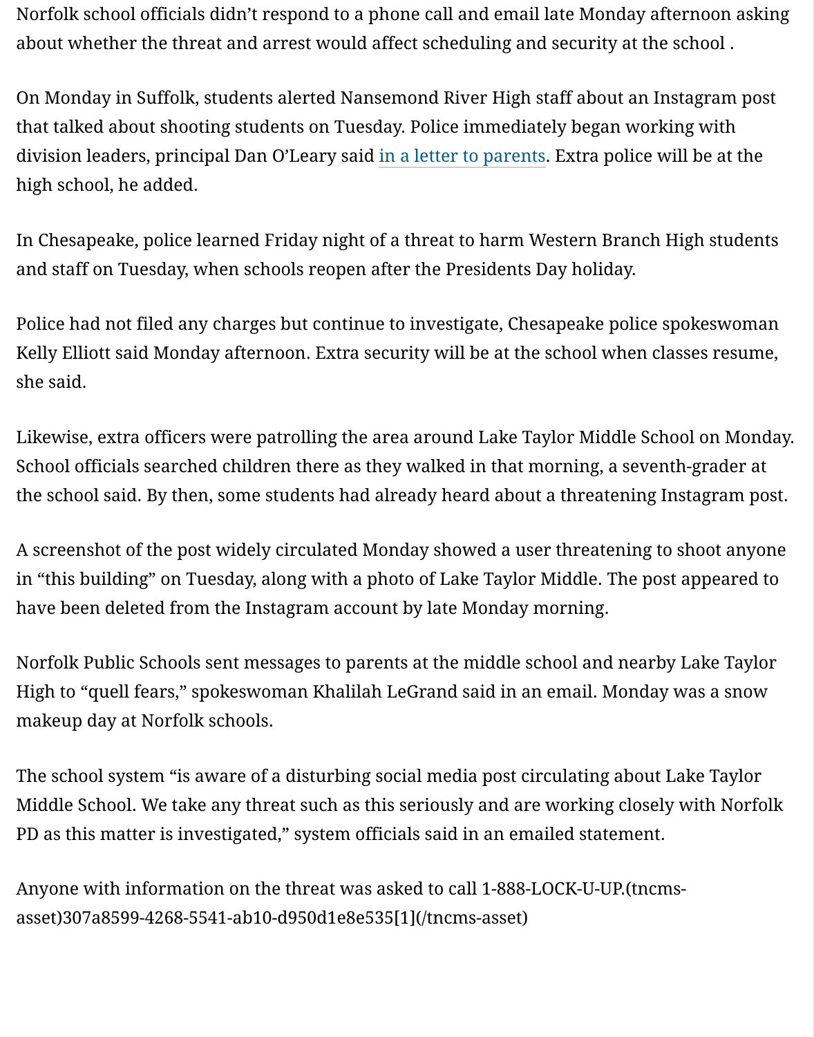Norfolk school officials didn’t respond to a phone call and email late Monday afternoon asking about whether the threat and arrest would affect scheduling and security at the school .

On Monday in Suffolk, students alerted Nansemond River High staff about an Instagram post that talked about shooting students on Tuesday. Police immediately began working with division leaders, principal Dan O’Leary said in a letter to parents. Extra police will be at the high school, he added.

In Chesapeake, police learned Friday night of a threat to harm Western Branch High students and staff on Tuesday, when schools reopen after the Presidents Day holiday.

Police had not filed any charges but continue to investigate, Chesapeake police spokeswoman Kelly Elliott said Monday afternoon. Extra security will be at the school when classes resume, she said.

Likewise, extra officers were patrolling the area around Lake Taylor Middle School on Monday. School officials searched children there as they walked in that morning, a seventh-grader at the school said. By then, some students had already heard about a threatening Instagram post.

A screenshot of the post widely circulated Monday showed a user threatening to shoot anyone in “this building” on Tuesday, along with a photo of Lake Taylor Middle. The post appeared to have been deleted from the Instagram account by late Monday morning.

Norfolk Public Schools sent messages to parents at the middle school and nearby Lake Taylor High to “quell fears,” spokeswoman Khalilah LeGrand said in an email. Monday was a snow makeup day at Norfolk schools.

The school system “is aware of a disturbing social media post circulating about Lake Taylor Middle School. We take any threat such as this seriously and are working closely with Norfolk PD as this matter is investigated,” system officials said in an emailed statement.

Anyone with information on the threat was asked to call 1-888-LOCK-U-UP.(tncms-asset)307a8599-4268-5541-ab10-d950d1e8e535[1](/tncms-asset)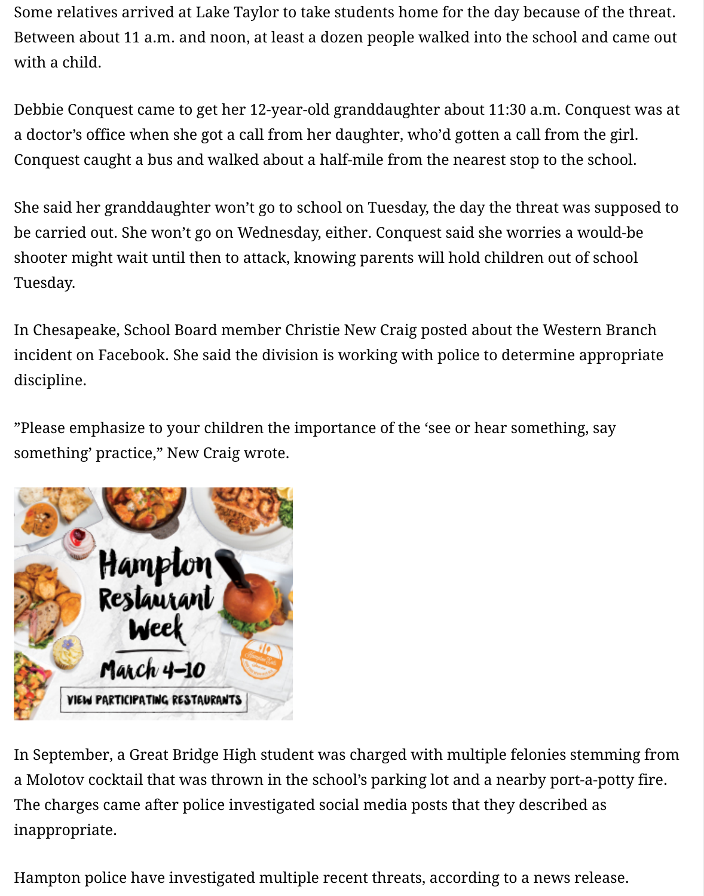Some relatives arrived at Lake Taylor to take students home for the day because of the threat. Between about 11 a.m. and noon, at least a dozen people walked into the school and came out with a child.

Debbie Conquest came to get her 12-year-old granddaughter about 11:30 a.m. Conquest was at a doctor's office when she got a call from her daughter, who'd gotten a call from the girl. Conquest caught a bus and walked about a half-mile from the nearest stop to the school.

She said her granddaughter won't go to school on Tuesday, the day the threat was supposed to be carried out. She won't go on Wednesday, either. Conquest said she worries a would-be shooter might wait until then to attack, knowing parents will hold children out of school Tuesday.

In Chesapeake, School Board member Christie New Craig posted about the Western Branch incident on Facebook. She said the division is working with police to determine appropriate discipline.

"Please emphasize to your children the importance of the 'see or hear something, say something' practice," New Craig wrote.

In September, a Great Bridge High student was charged with multiple felonies stemming from a Molotov cocktail that was thrown in the school's parking lot and a nearby port-a-potty fire. The charges came after police investigated social media posts that they described as inappropriate.

Hampton police have investigated multiple recent threats, according to a news release.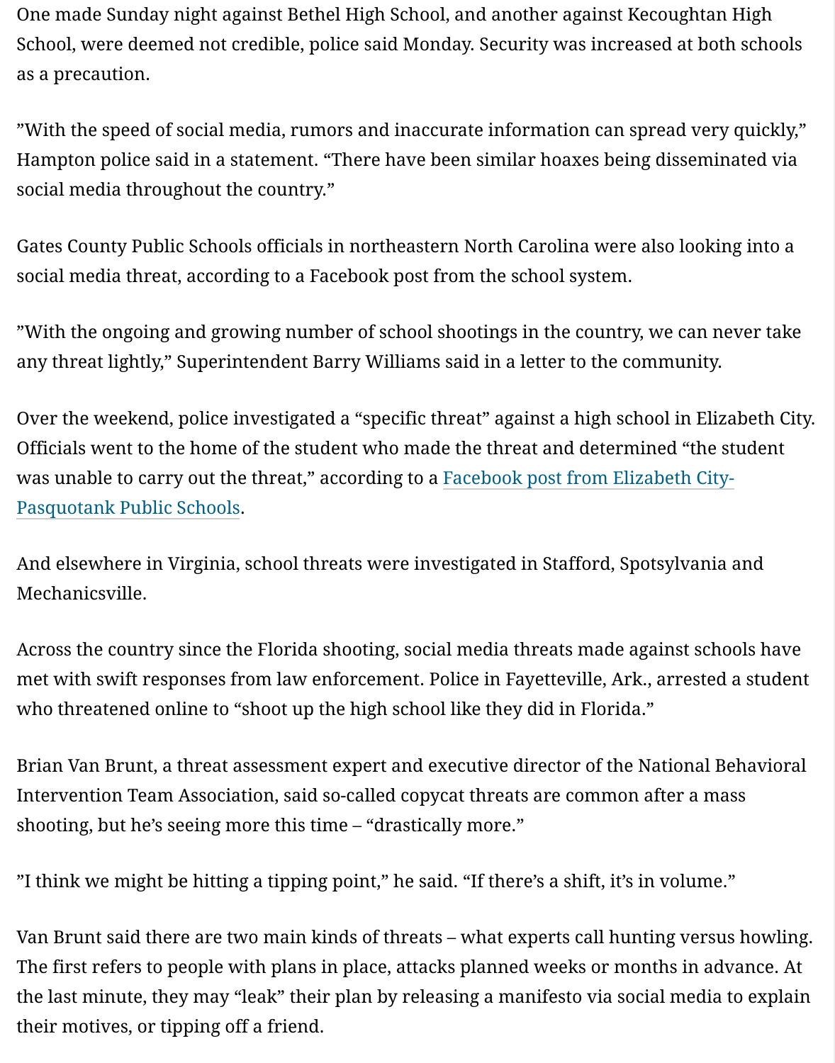One made Sunday night against Bethel High School, and another against Kecoughtan High School, were deemed not credible, police said Monday. Security was increased at both schools as a precaution.

"With the speed of social media, rumors and inaccurate information can spread very quickly," Hampton police said in a statement. "There have been similar hoaxes being disseminated via social media throughout the country."

Gates County Public Schools officials in northeastern North Carolina were also looking into a social media threat, according to a Facebook post from the school system.

"With the ongoing and growing number of school shootings in the country, we can never take any threat lightly," Superintendent Barry Williams said in a letter to the community.

Over the weekend, police investigated a "specific threat" against a high school in Elizabeth City. Officials went to the home of the student who made the threat and determined "the student was unable to carry out the threat," according to a Facebook post from Elizabeth City-Pasquotank Public Schools.

And elsewhere in Virginia, school threats were investigated in Stafford, Spotsylvania and Mechanicsville.

Across the country since the Florida shooting, social media threats made against schools have met with swift responses from law enforcement. Police in Fayetteville, Ark., arrested a student who threatened online to "shoot up the high school like they did in Florida."

Brian Van Brunt, a threat assessment expert and executive director of the National Behavioral Intervention Team Association, said so-called copycat threats are common after a mass shooting, but he's seeing more this time – "drastically more."

"I think we might be hitting a tipping point," he said. "If there's a shift, it's in volume."

Van Brunt said there are two main kinds of threats – what experts call hunting versus howling. The first refers to people with plans in place, attacks planned weeks or months in advance. At the last minute, they may "leak" their plan by releasing a manifesto via social media to explain their motives, or tipping off a friend.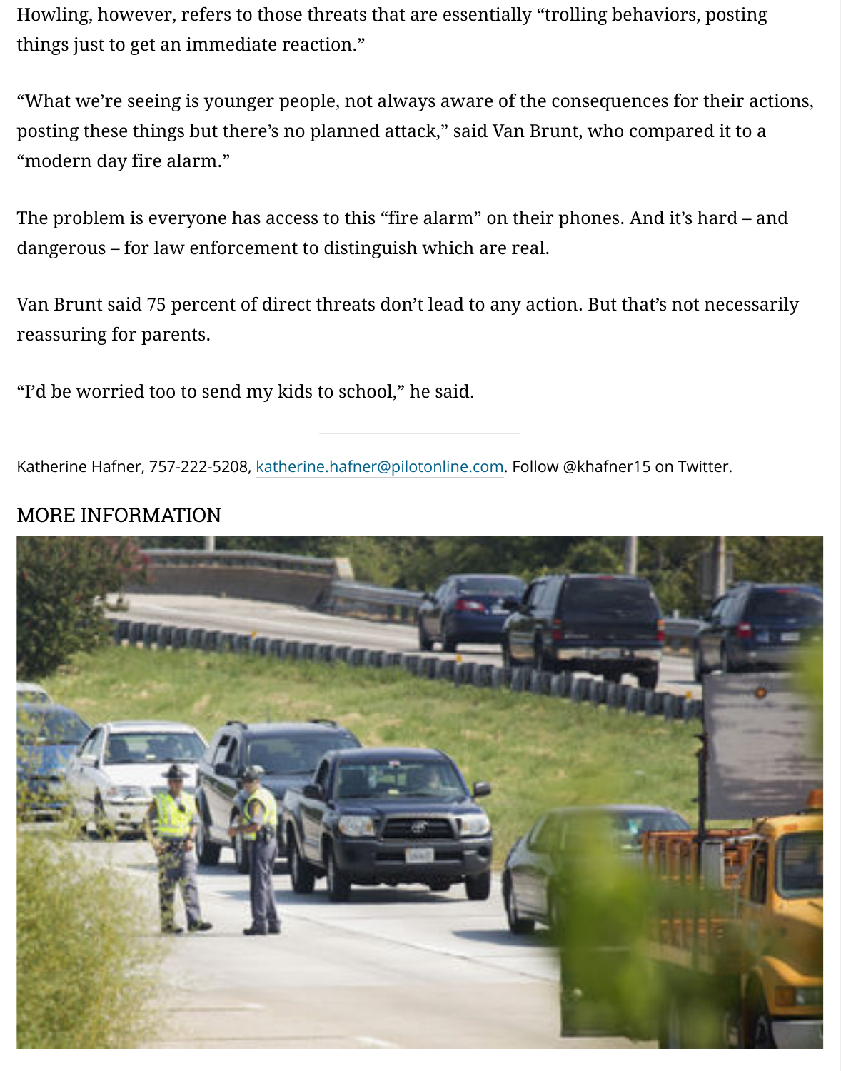Howling, however, refers to those threats that are essentially "trolling behaviors, posting things just to get an immediate reaction."

"What we're seeing is younger people, not always aware of the consequences for their actions, posting these things but there's no planned attack," said Van Brunt, who compared it to a "modern day fire alarm."

The problem is everyone has access to this "fire alarm" on their phones. And it's hard – and dangerous – for law enforcement to distinguish which are real.

Van Brunt said 75 percent of direct threats don't lead to any action. But that's not necessarily reassuring for parents.

"I'd be worried too to send my kids to school," he said.

---

Katherine Hafner, 757-222-5208, katherine.hafner@pilotonline.com. Follow @khafner15 on Twitter.

## MORE INFORMATION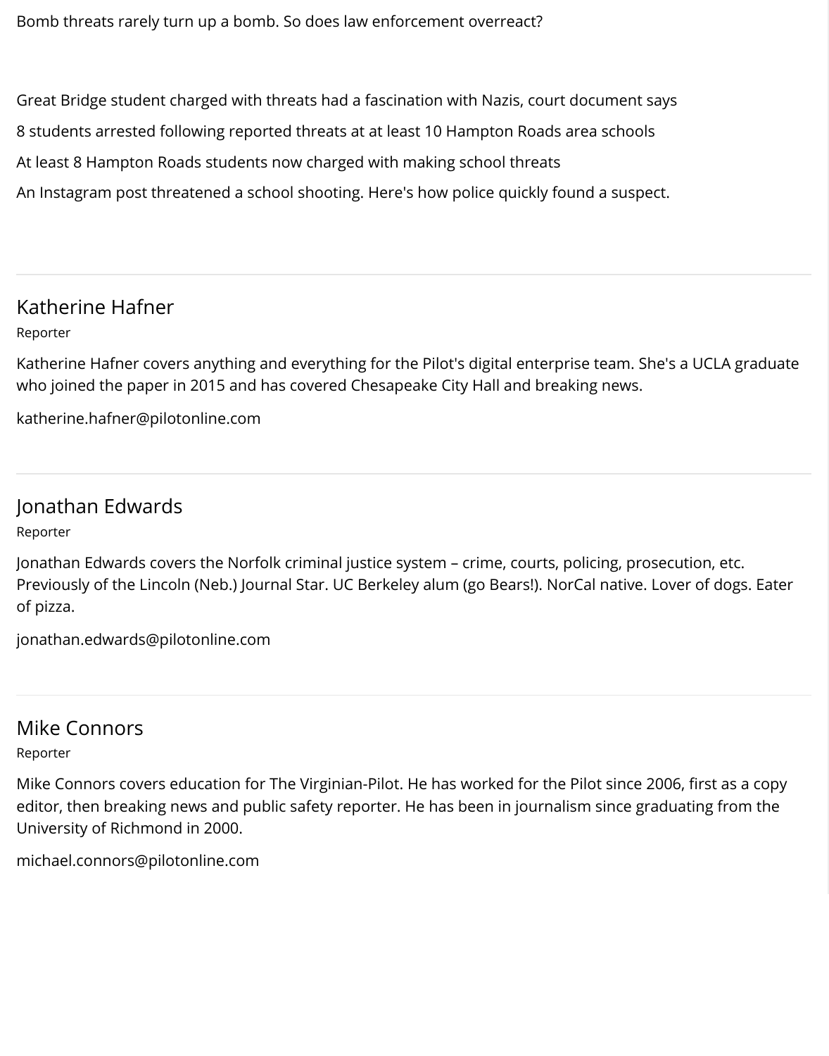Bomb threats rarely turn up a bomb. So does law enforcement overreact?

Great Bridge student charged with threats had a fascination with Nazis, court document says

8 students arrested following reported threats at at least 10 Hampton Roads area schools

At least 8 Hampton Roads students now charged with making school threats

An Instagram post threatened a school shooting. Here's how police quickly found a suspect.

---

## Katherine Hafner

Reporter

Katherine Hafner covers anything and everything for the Pilot's digital enterprise team. She's a UCLA graduate who joined the paper in 2015 and has covered Chesapeake City Hall and breaking news.

katherine.hafner@pilotonline.com

---

## Jonathan Edwards

Reporter

Jonathan Edwards covers the Norfolk criminal justice system – crime, courts, policing, prosecution, etc. Previously of the Lincoln (Neb.) Journal Star. UC Berkeley alum (go Bears!). NorCal native. Lover of dogs. Eater of pizza.

jonathan.edwards@pilotonline.com

---

## Mike Connors

Reporter

Mike Connors covers education for The Virginian-Pilot. He has worked for the Pilot since 2006, first as a copy editor, then breaking news and public safety reporter. He has been in journalism since graduating from the University of Richmond in 2000.

michael.connors@pilotonline.com